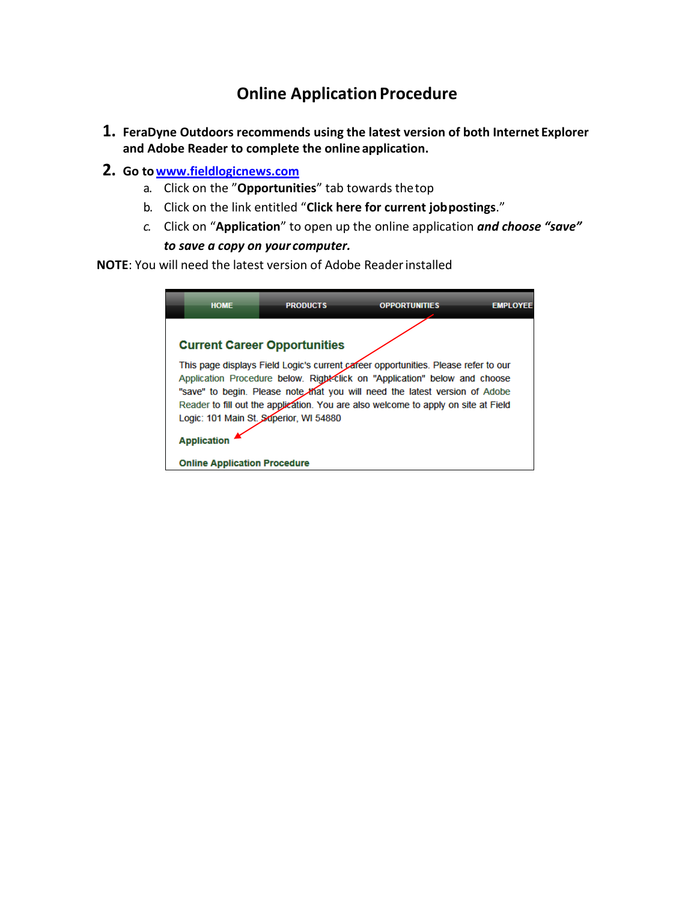# Online Application Procedure

1. **FeraDyne Outdoors recommends using the latest version of both Internet Explorer and Adobe Reader to complete the online application.**
2. **Go to [www.fieldlogicnews.com](http://www.fieldlogicnews.com)**
   a. Click on the "**Opportunities**" tab towards the top
   b. Click on the link entitled "**Click here for current job postings**."
   c. Click on "**Application**" to open up the online application ***and choose "save" to save a copy on your computer.***

**NOTE**: You will need the latest version of Adobe Reader installed

HOME PRODUCTS OPPORTUNITIES EMPLOYEE

### Current Career Opportunities

This page displays Field Logic's current career opportunities. Please refer to our Application Procedure below. Right-click on "Application" below and choose "save" to begin. Please note that you will need the latest version of Adobe Reader to fill out the application. You are also welcome to apply on site at Field Logic: 101 Main St. Superior, WI 54880

**Application**

**Online Application Procedure**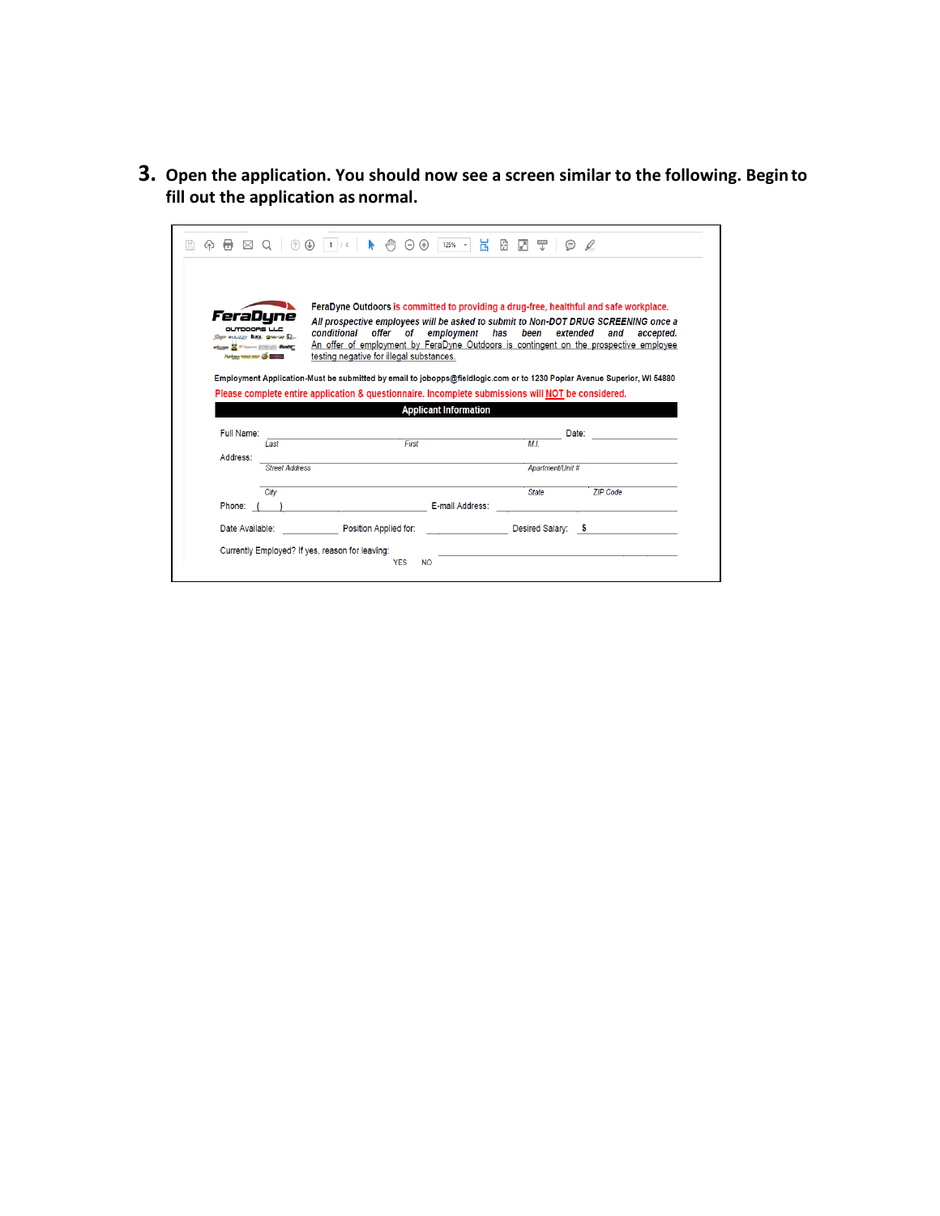3. **Open the application. You should now see a screen similar to the following. Begin to fill out the application as normal.**

FeraDyne Outdoors is committed to providing a drug-free, healthful and safe workplace.

*All prospective employees will be asked to submit to Non-DOT DRUG SCREENING once a conditional offer of employment has been extended and accepted.*

An offer of employment by FeraDyne Outdoors is contingent on the prospective employee testing negative for illegal substances.

Employment Application-Must be submitted by email to jobopps@fieldlogic.com or to 1230 Poplar Avenue Superior, WI 54880

Please complete entire application & questionnaire. Incomplete submissions will NOT be considered.

**Applicant Information**

Full Name: ______ (*Last*) ______ (*First*) ______ (*M.I.*) Date: ______

Address: ______ (*Street Address*) ______ (*Apartment/Unit #*)

______ (*City*) ______ (*State*) ______ (*ZIP Code*)

Phone: ( ) ______ E-mail Address: ______

Date Available: ______ Position Applied for: ______ Desired Salary: $ ______

Currently Employed? YES NO If yes, reason for leaving: ______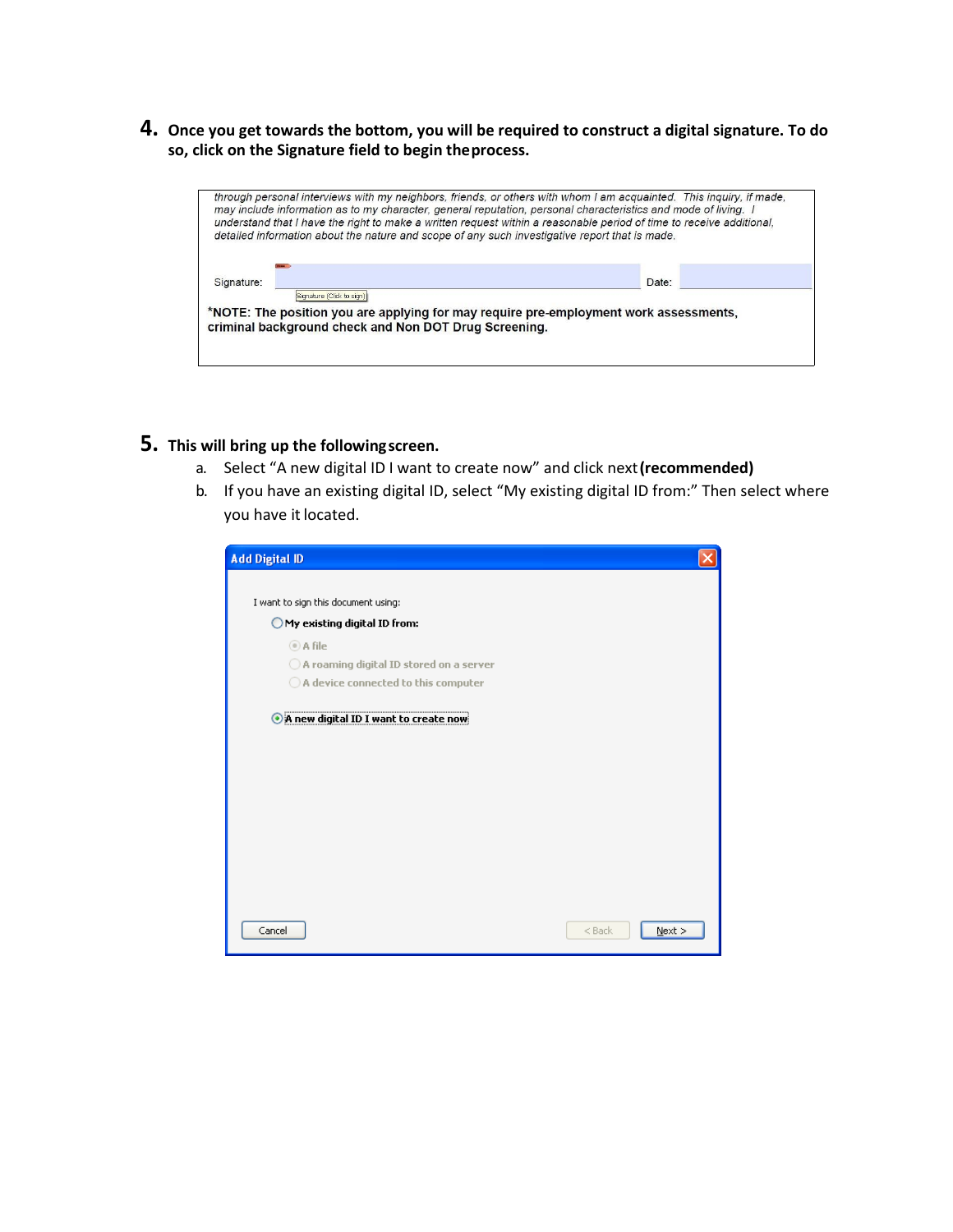4. **Once you get towards the bottom, you will be required to construct a digital signature. To do so, click on the Signature field to begin the process.**

*through personal interviews with my neighbors, friends, or others with whom I am acquainted. This inquiry, if made, may include information as to my character, general reputation, personal characteristics and mode of living. I understand that I have the right to make a written request within a reasonable period of time to receive additional, detailed information about the nature and scope of any such investigative report that is made.*

Signature: Signature (Click to sign) Date:

*NOTE: The position you are applying for may require pre-employment work assessments, criminal background check and Non DOT Drug Screening.

5. **This will bring up the following screen.**
   a. Select "A new digital ID I want to create now" and click next **(recommended)**
   b. If you have an existing digital ID, select "My existing digital ID from:" Then select where you have it located.

**Add Digital ID**

I want to sign this document using:

- **My existing digital ID from:**
  - A file
  - A roaming digital ID stored on a server
  - A device connected to this computer
- **A new digital ID I want to create now**

Cancel | < Back | Next >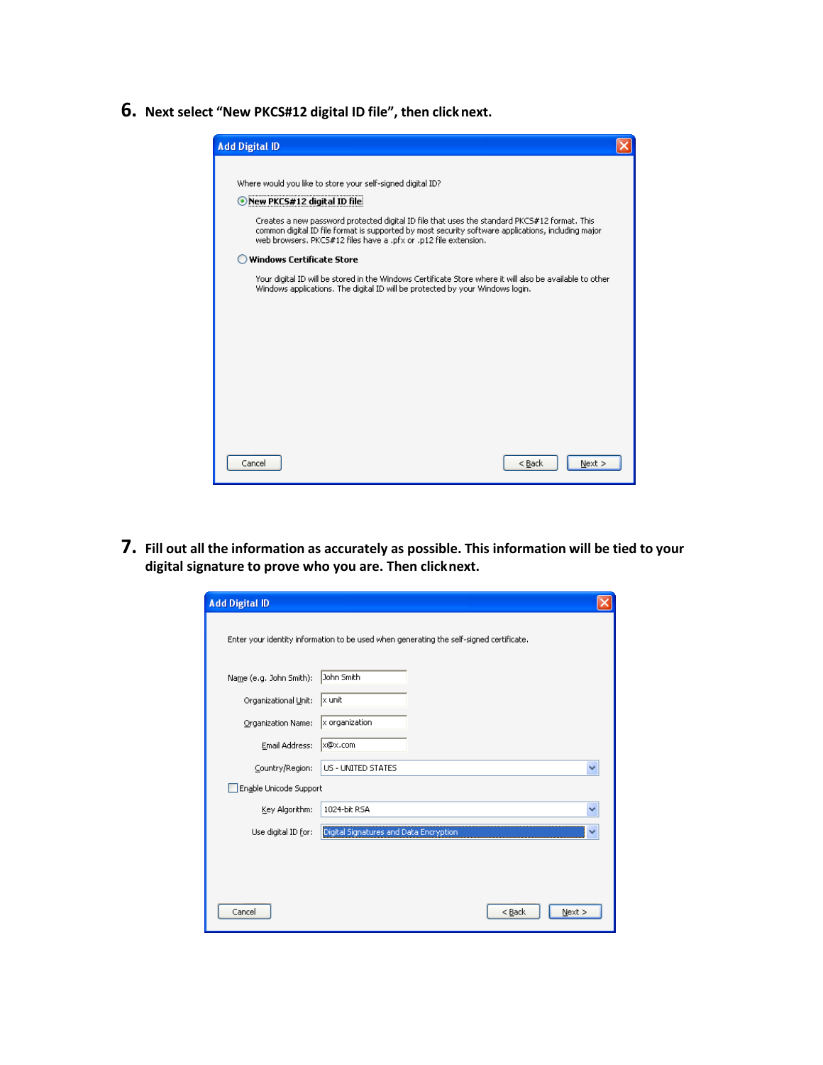6. **Next select "New PKCS#12 digital ID file", then click next.**

7. **Fill out all the information as accurately as possible. This information will be tied to your digital signature to prove who you are. Then click next.**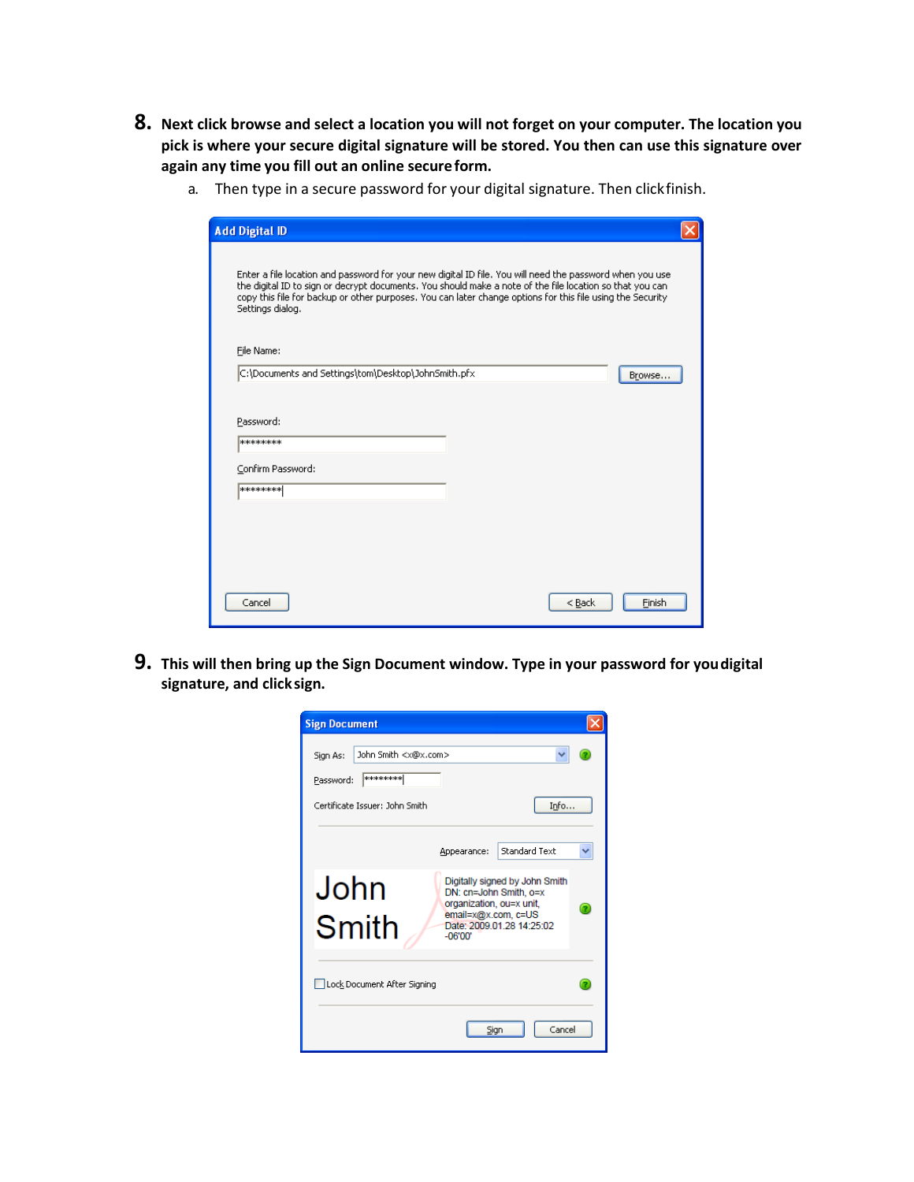8. **Next click browse and select a location you will not forget on your computer. The location you pick is where your secure digital signature will be stored. You then can use this signature over again any time you fill out an online secure form.**
   a. Then type in a secure password for your digital signature. Then click finish.

9. **This will then bring up the Sign Document window. Type in your password for you digital signature, and click sign.**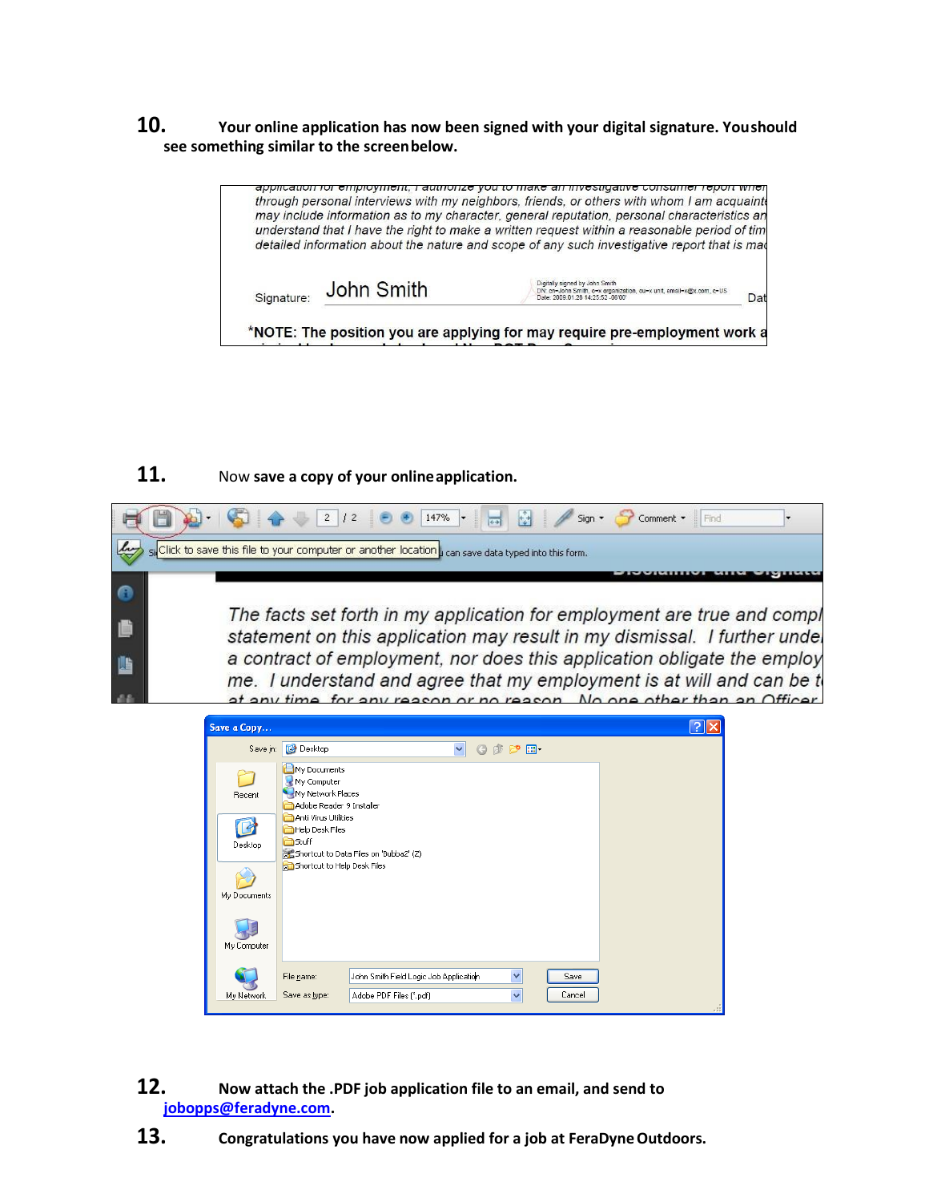**10.** **Your online application has now been signed with your digital signature. You should see something similar to the screen below.**

**11.** Now **save a copy of your online application.**

**12.** **Now attach the .PDF job application file to an email, and send to [jobopps@feradyne.com](mailto:jobopps@feradyne.com).**

**13.** **Congratulations you have now applied for a job at FeraDyne Outdoors.**